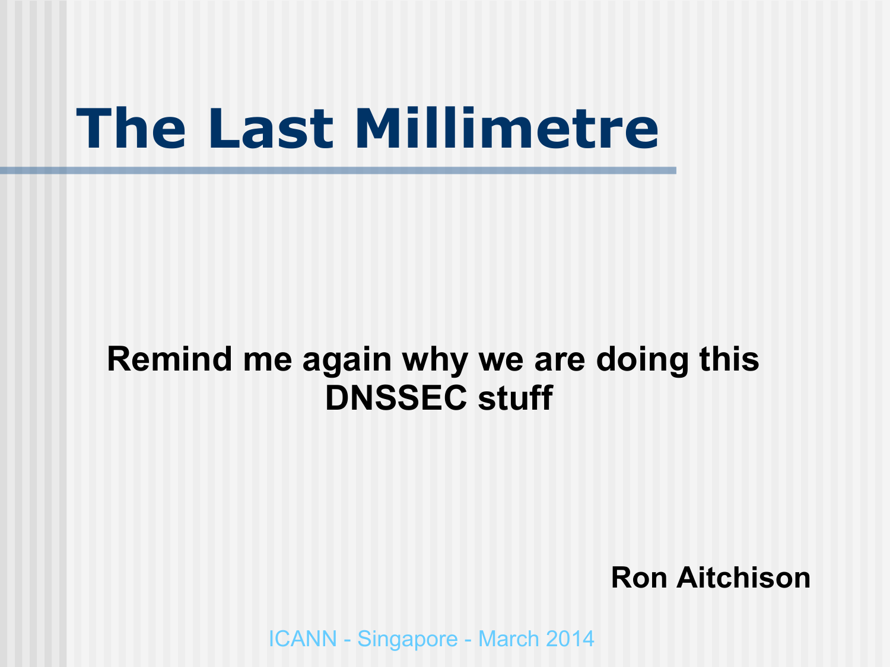# The Last Millimetre

**Remind me again why we are doing this DNSSEC stuff**

**Ron Aitchison**

ICANN - Singapore - March 2014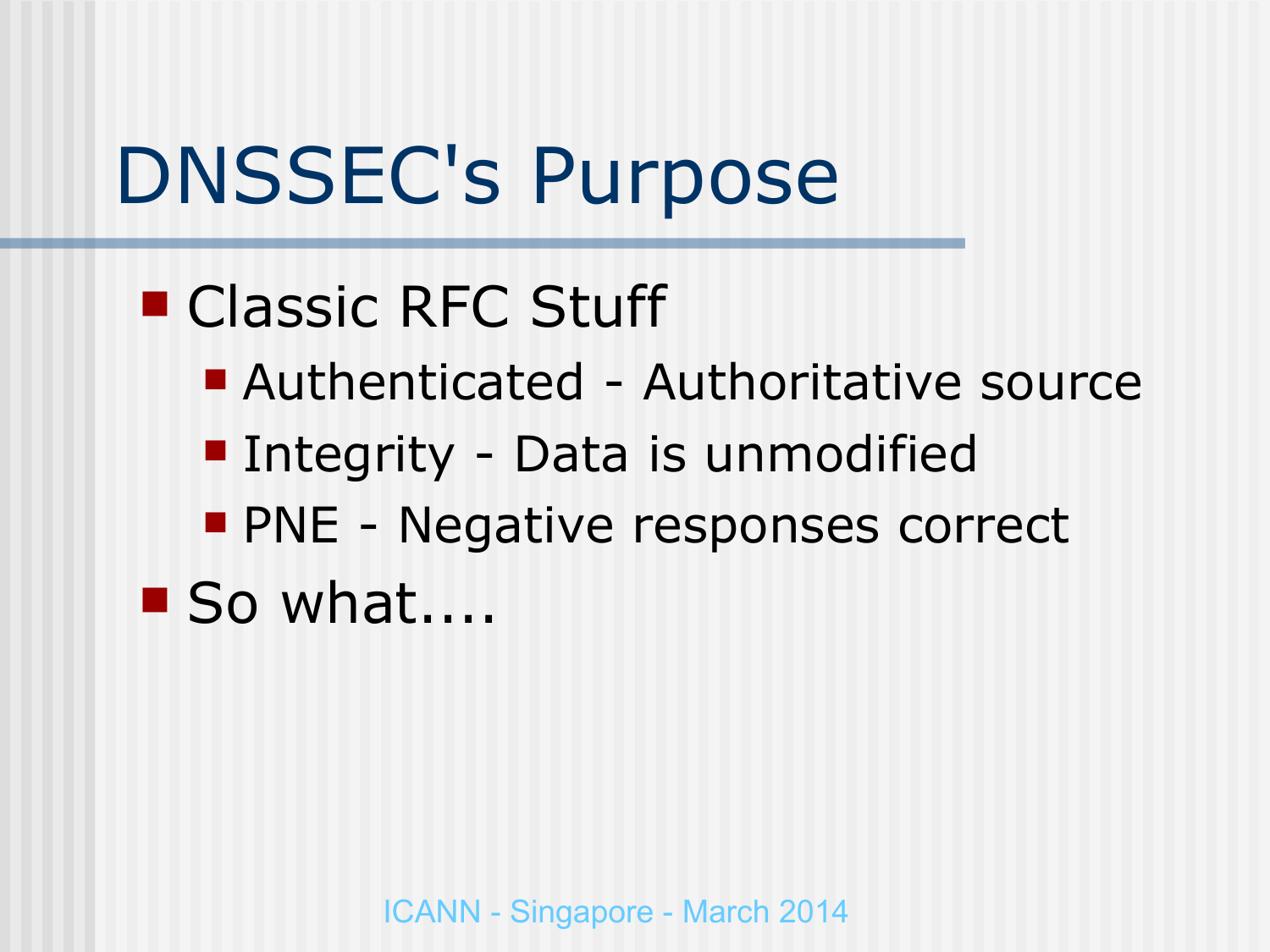# DNSSEC's Purpose

- Classic RFC Stuff
  - Authenticated - Authoritative source
  - Integrity - Data is unmodified
  - PNE - Negative responses correct
- So what....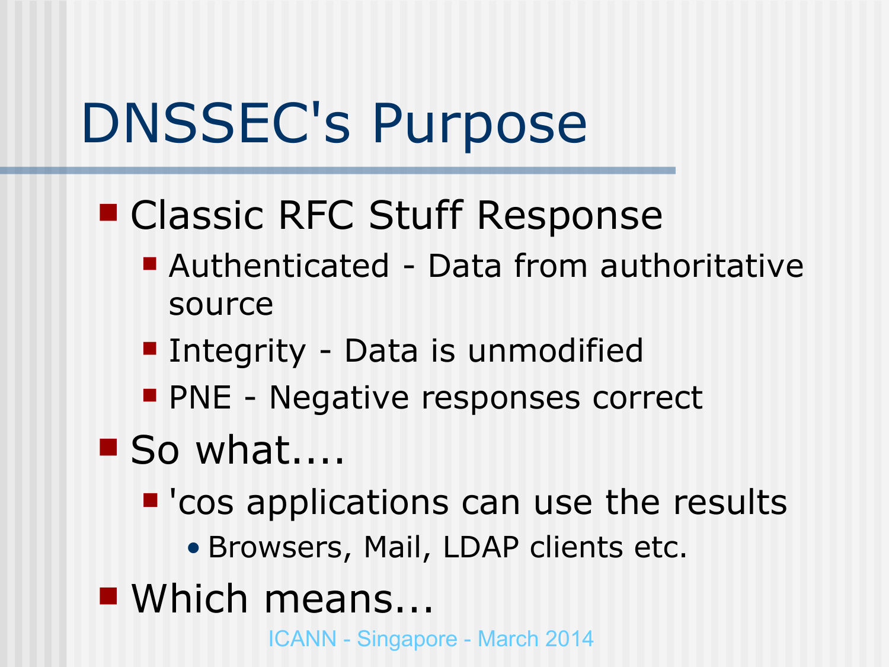# DNSSEC's Purpose

- Classic RFC Stuff Response
  - Authenticated - Data from authoritative source
  - Integrity - Data is unmodified
  - PNE - Negative responses correct
- So what....
  - 'cos applications can use the results
    - Browsers, Mail, LDAP clients etc.
- Which means...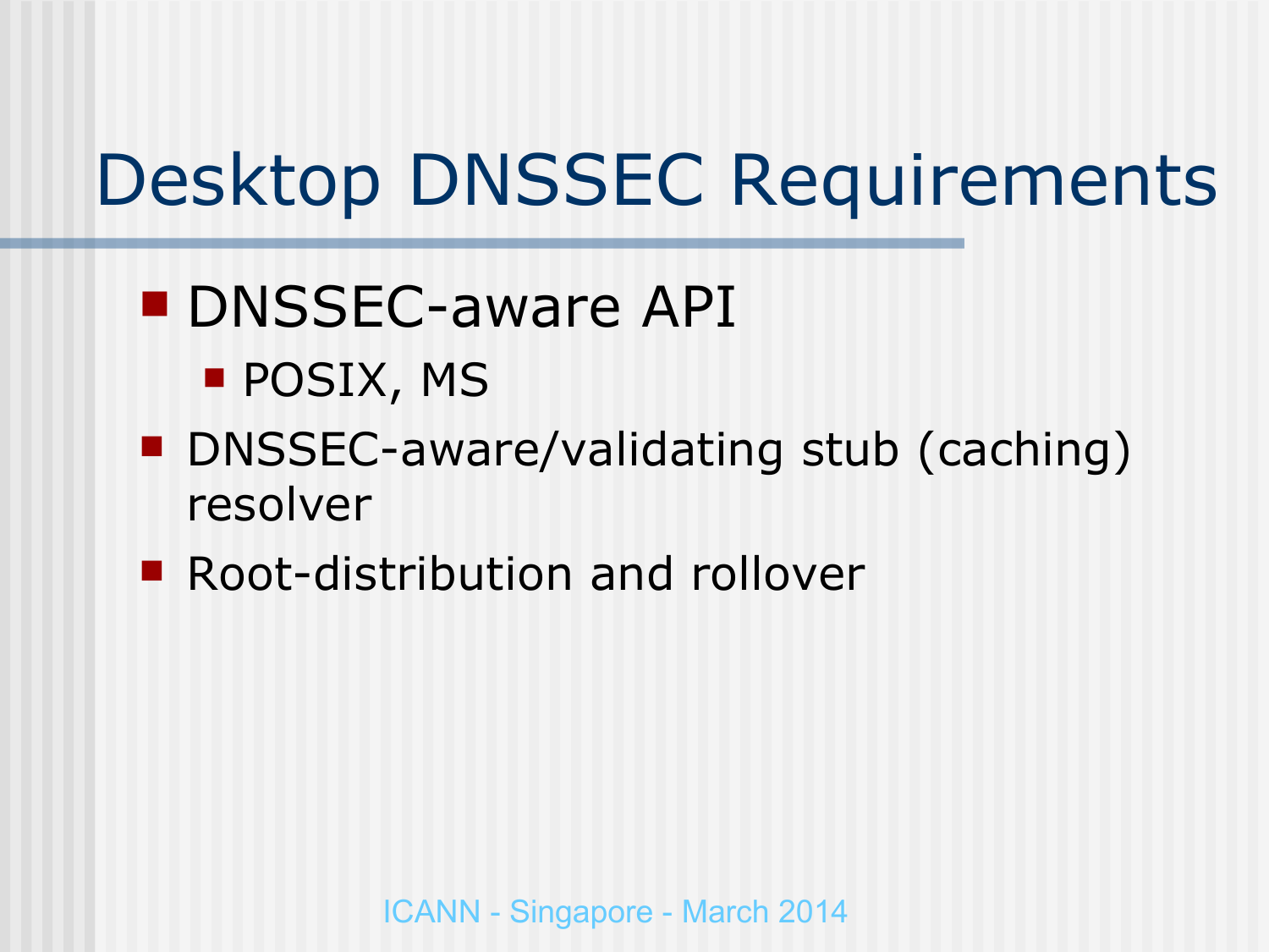# Desktop DNSSEC Requirements

- DNSSEC-aware API
  - POSIX, MS
- DNSSEC-aware/validating stub (caching) resolver
- Root-distribution and rollover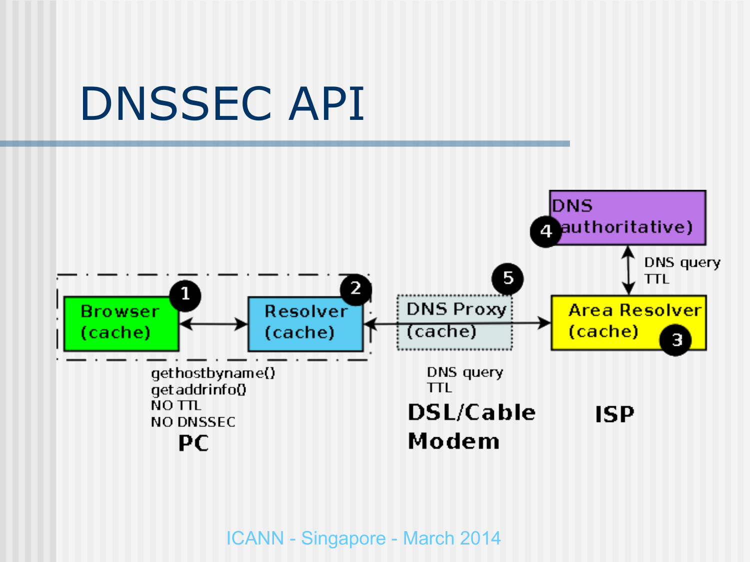# DNSSEC API

DNS (authoritative) 4

DNS query
TTL

1 Browser (cache)

2 Resolver (cache)

5 DNS Proxy (cache)

Area Resolver (cache) 3

gethostbyname()
getaddrinfo()
NO TTL
NO DNSSEC

**PC**

DNS query
TTL

**DSL/Cable Modem**

**ISP**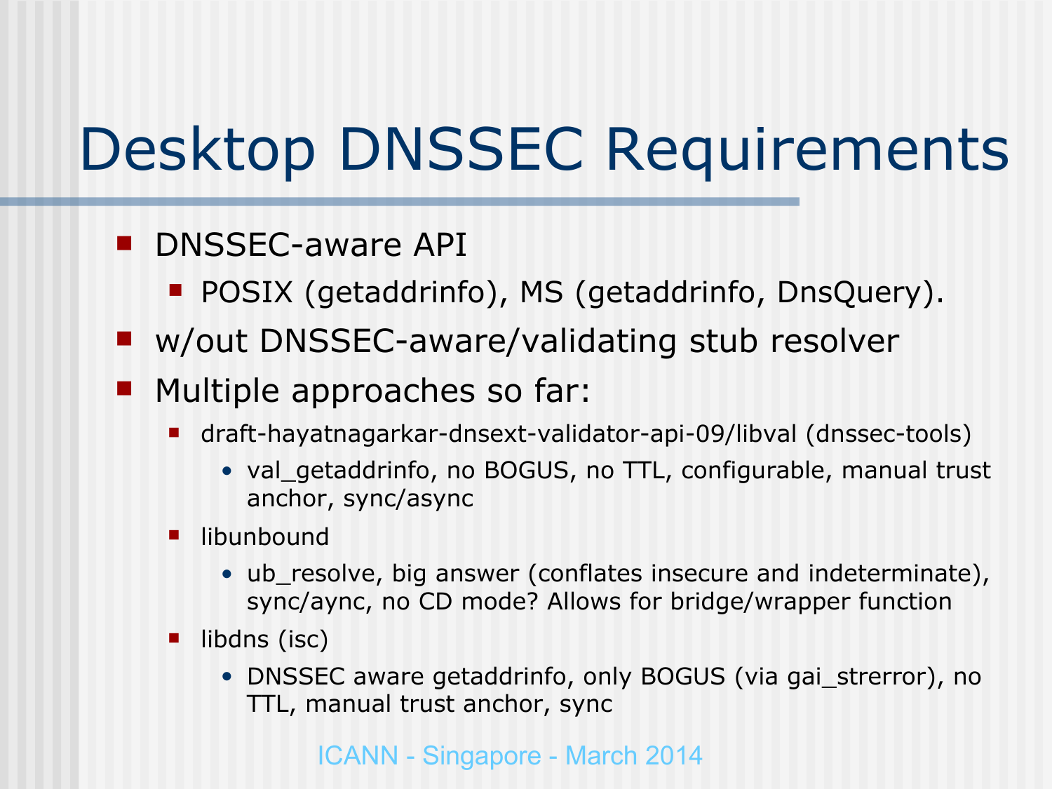# Desktop DNSSEC Requirements

- DNSSEC-aware API
  - POSIX (getaddrinfo), MS (getaddrinfo, DnsQuery).
- w/out DNSSEC-aware/validating stub resolver
- Multiple approaches so far:
  - draft-hayatnagarkar-dnsext-validator-api-09/libval (dnssec-tools)
    - val_getaddrinfo, no BOGUS, no TTL, configurable, manual trust anchor, sync/async
  - libunbound
    - ub_resolve, big answer (conflates insecure and indeterminate), sync/aync, no CD mode? Allows for bridge/wrapper function
  - libdns (isc)
    - DNSSEC aware getaddrinfo, only BOGUS (via gai_strerror), no TTL, manual trust anchor, sync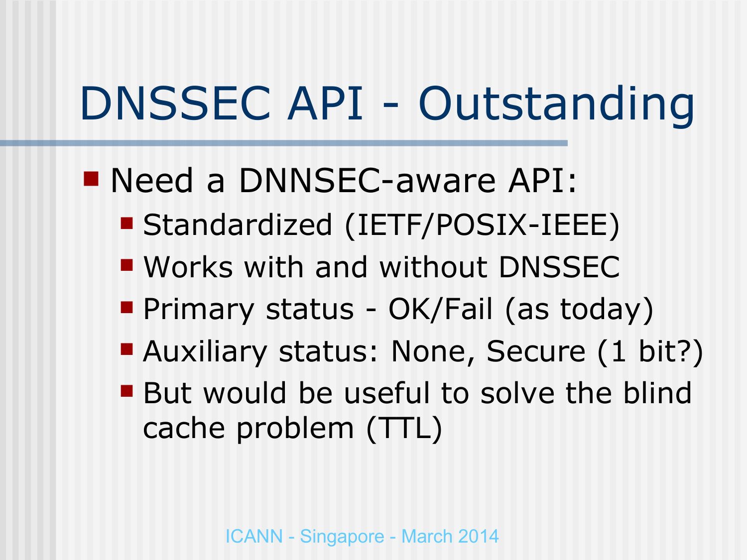# DNSSEC API - Outstanding

- Need a DNNSEC-aware API:
  - Standardized (IETF/POSIX-IEEE)
  - Works with and without DNSSEC
  - Primary status - OK/Fail (as today)
  - Auxiliary status: None, Secure (1 bit?)
  - But would be useful to solve the blind cache problem (TTL)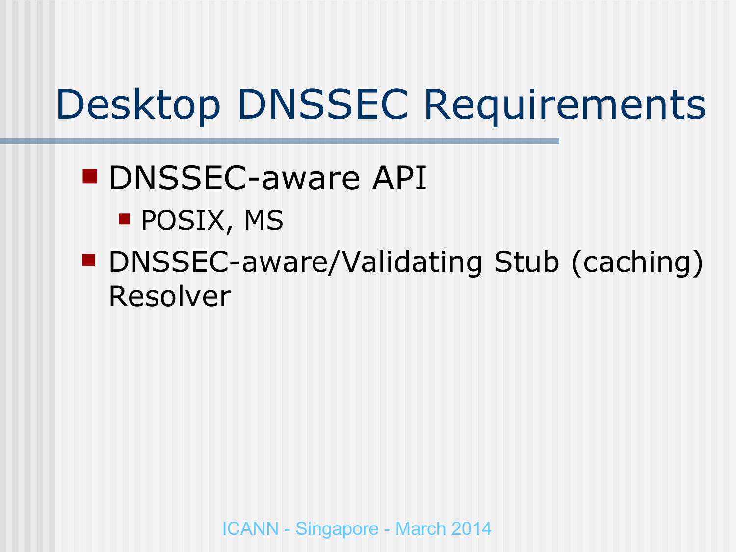# Desktop DNSSEC Requirements

- DNSSEC-aware API
  - POSIX, MS
- DNSSEC-aware/Validating Stub (caching) Resolver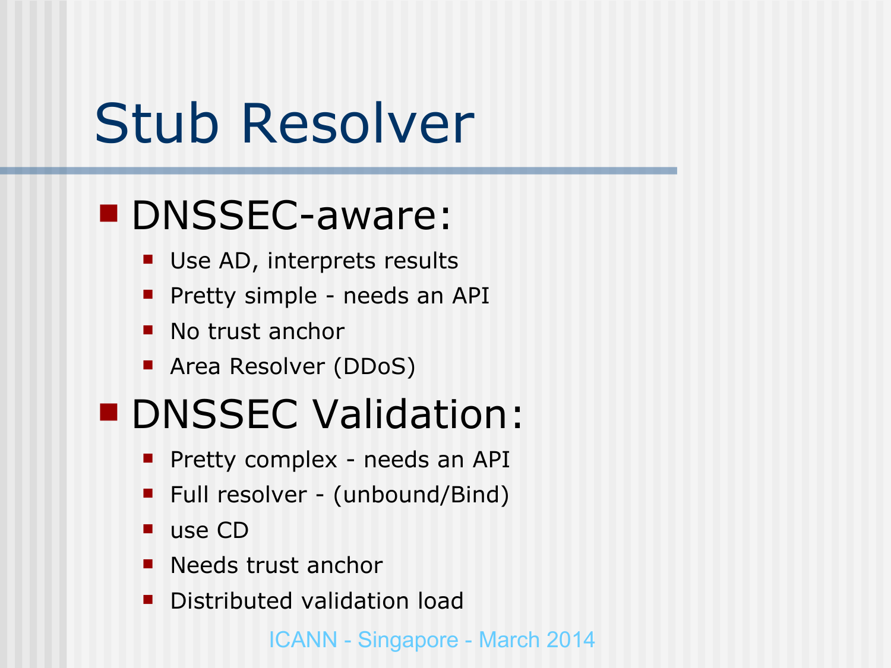# Stub Resolver

- DNSSEC-aware:
  - Use AD, interprets results
  - Pretty simple - needs an API
  - No trust anchor
  - Area Resolver (DDoS)
- DNSSEC Validation:
  - Pretty complex - needs an API
  - Full resolver - (unbound/Bind)
  - use CD
  - Needs trust anchor
  - Distributed validation load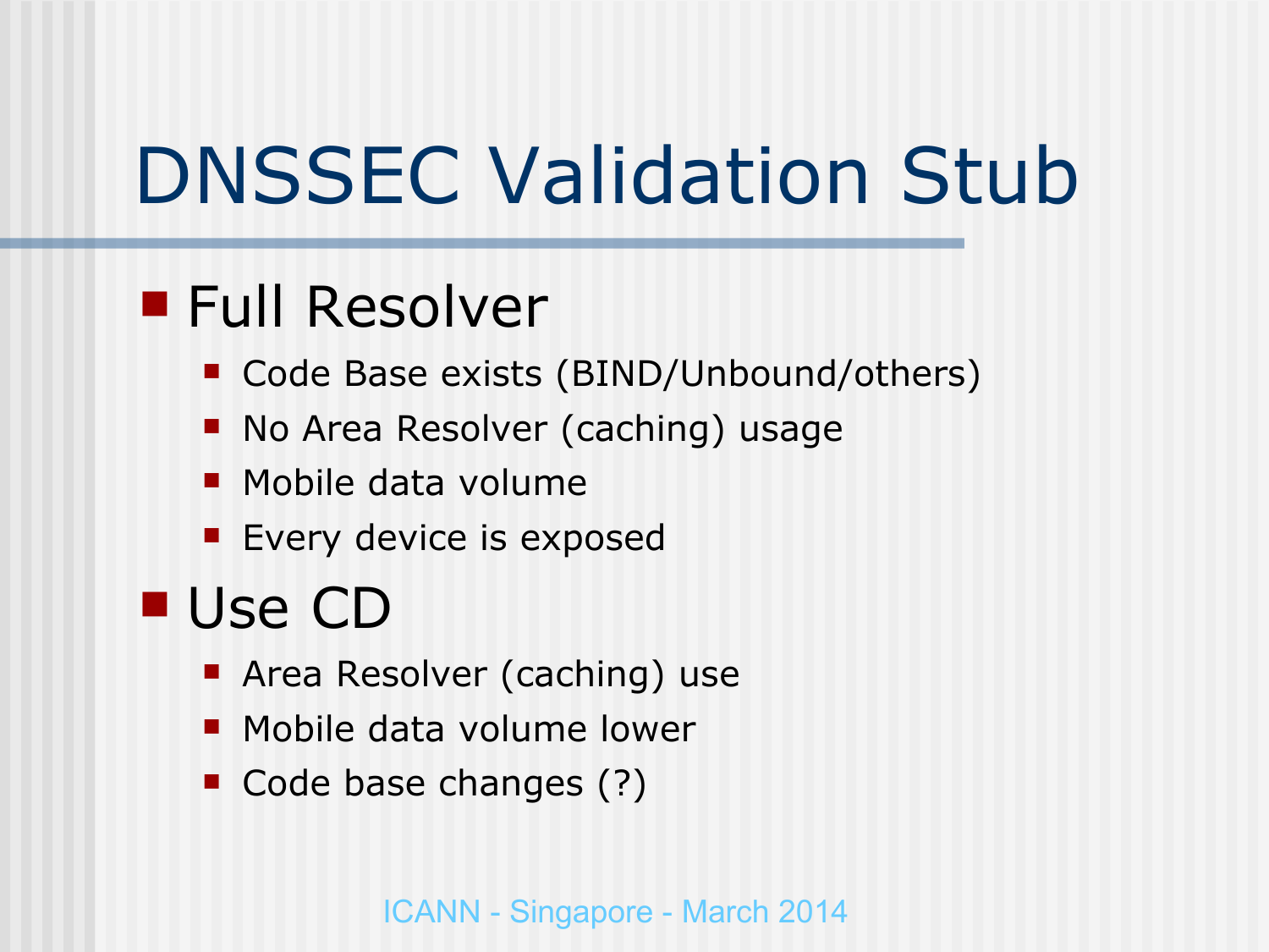# DNSSEC Validation Stub

- Full Resolver
  - Code Base exists (BIND/Unbound/others)
  - No Area Resolver (caching) usage
  - Mobile data volume
  - Every device is exposed
- Use CD
  - Area Resolver (caching) use
  - Mobile data volume lower
  - Code base changes (?)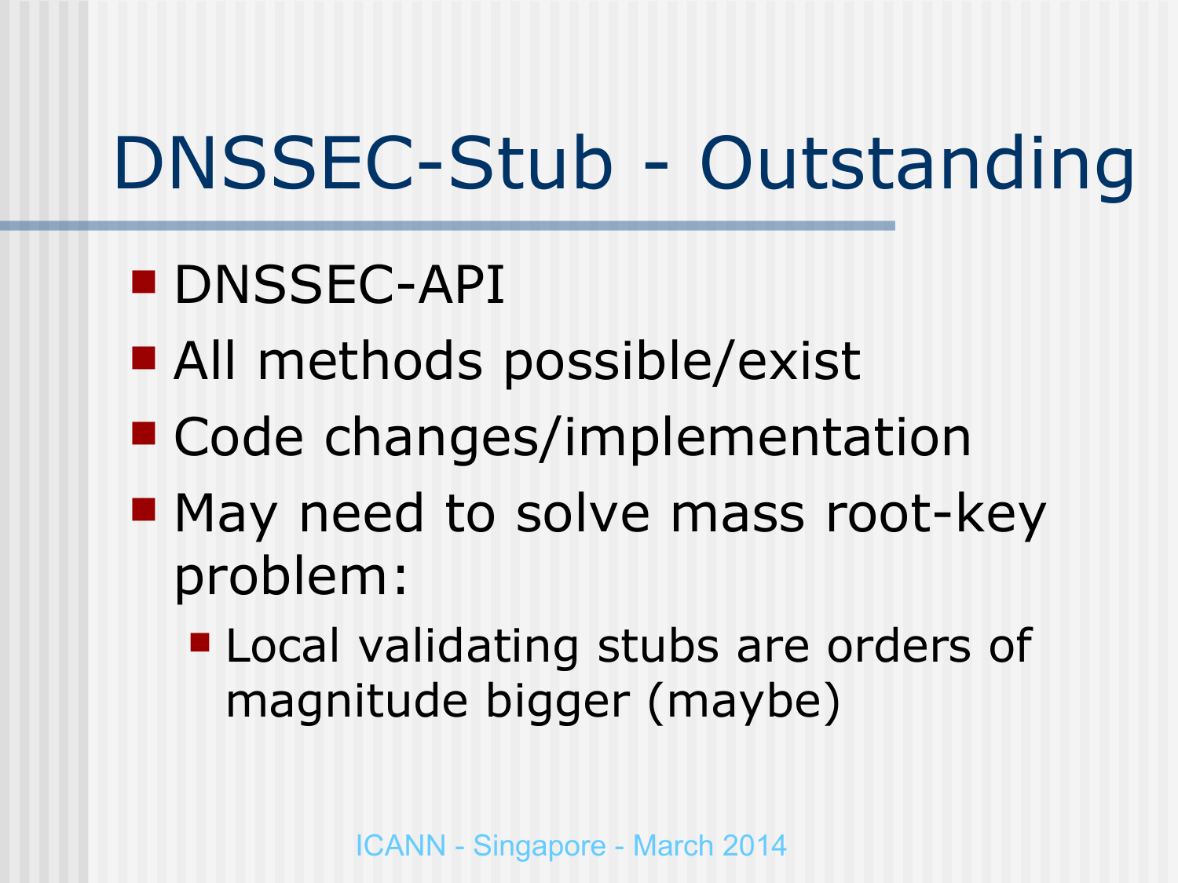# DNSSEC-Stub - Outstanding

- DNSSEC-API
- All methods possible/exist
- Code changes/implementation
- May need to solve mass root-key problem:
  - Local validating stubs are orders of magnitude bigger (maybe)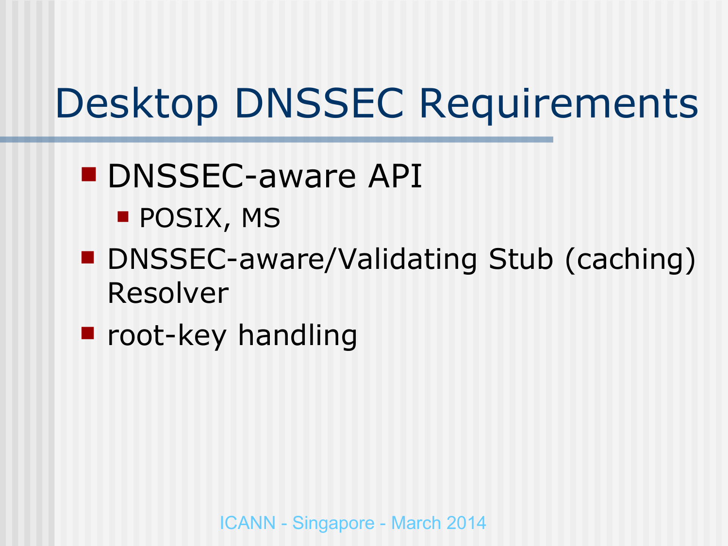# Desktop DNSSEC Requirements

- DNSSEC-aware API
  - POSIX, MS
- DNSSEC-aware/Validating Stub (caching) Resolver
- root-key handling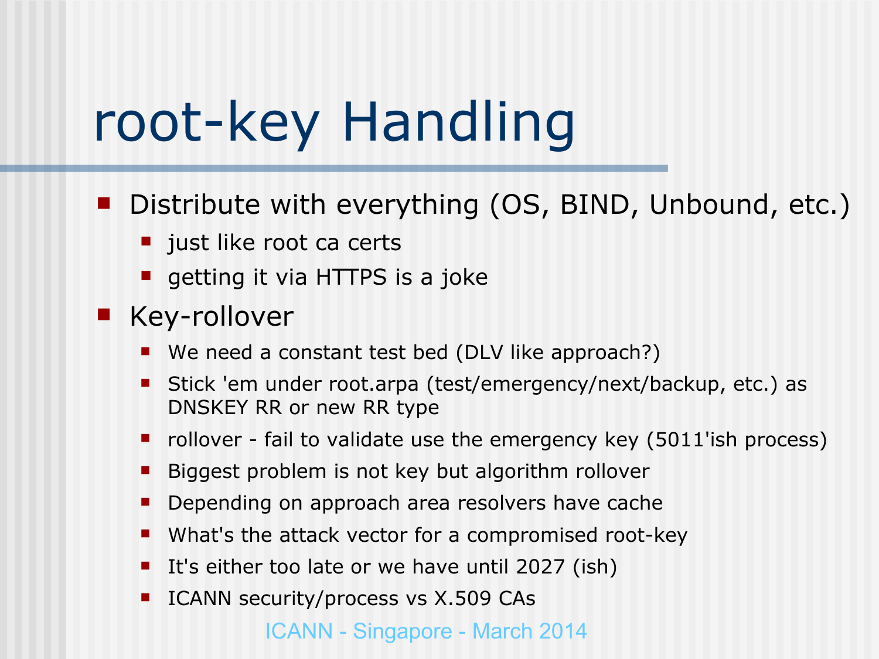# root-key Handling

- Distribute with everything (OS, BIND, Unbound, etc.)
  - just like root ca certs
  - getting it via HTTPS is a joke
- Key-rollover
  - We need a constant test bed (DLV like approach?)
  - Stick 'em under root.arpa (test/emergency/next/backup, etc.) as DNSKEY RR or new RR type
  - rollover - fail to validate use the emergency key (5011'ish process)
  - Biggest problem is not key but algorithm rollover
  - Depending on approach area resolvers have cache
  - What's the attack vector for a compromised root-key
  - It's either too late or we have until 2027 (ish)
  - ICANN security/process vs X.509 CAs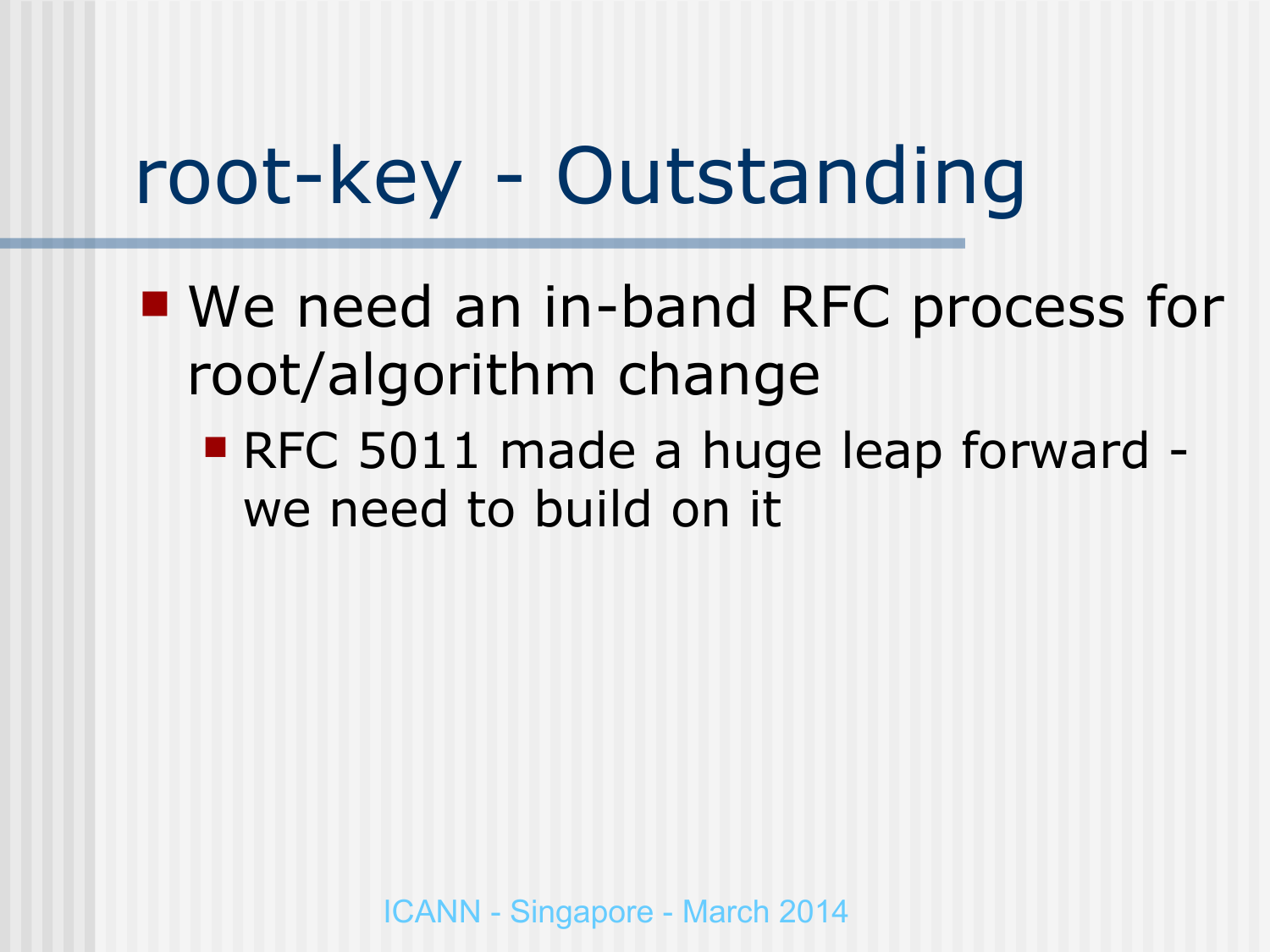# root-key - Outstanding

- We need an in-band RFC process for root/algorithm change
  - RFC 5011 made a huge leap forward - we need to build on it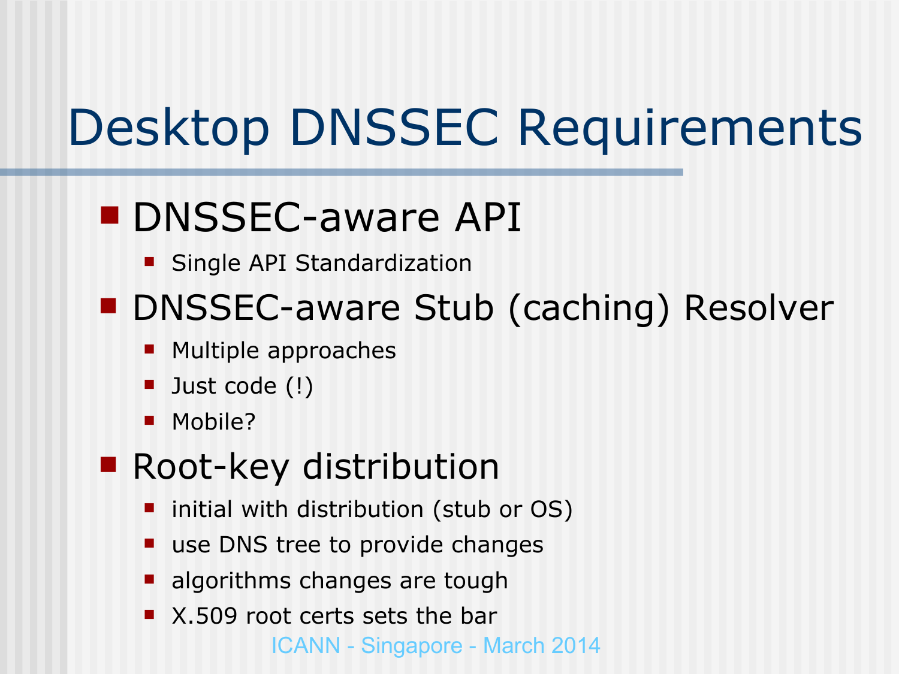# Desktop DNSSEC Requirements

- DNSSEC-aware API
  - Single API Standardization
- DNSSEC-aware Stub (caching) Resolver
  - Multiple approaches
  - Just code (!)
  - Mobile?
- Root-key distribution
  - initial with distribution (stub or OS)
  - use DNS tree to provide changes
  - algorithms changes are tough
  - X.509 root certs sets the bar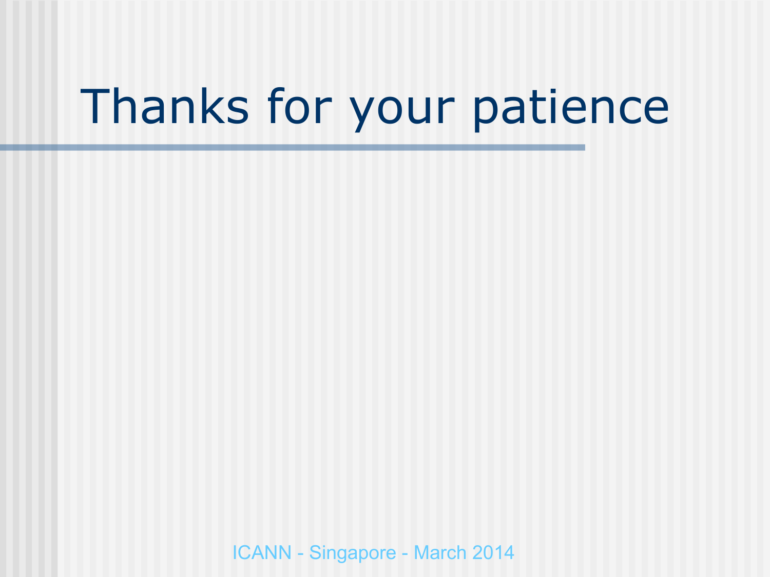# Thanks for your patience